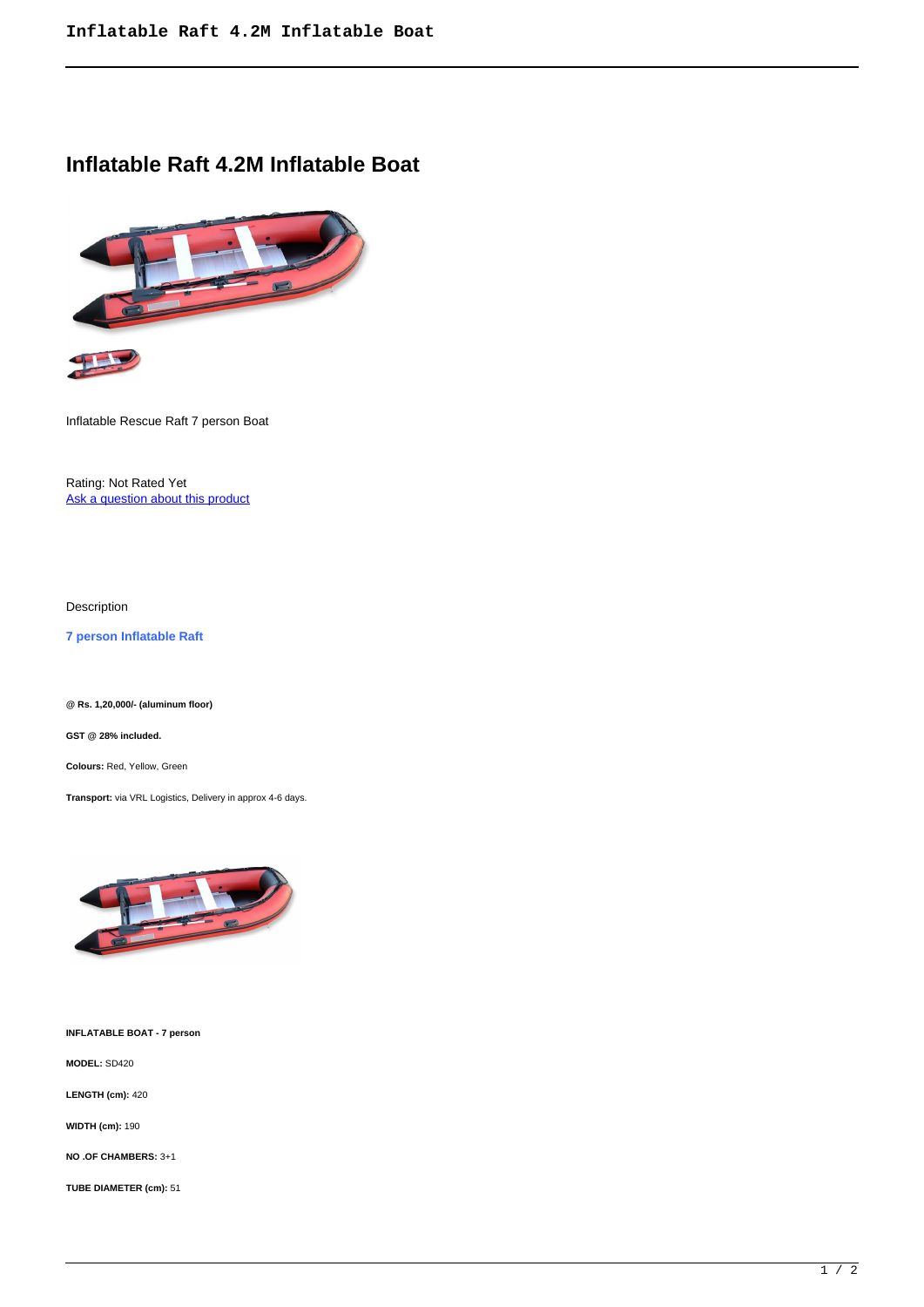# Inflatable Raft 4.2M Inflatable Boat

Inflatable Rescue Raft 7 person Boat

Rating: Not Rated Yet
[Ask a question about this product]()

Description

**7 person Inflatable Raft**

**@ Rs. 1,20,000/- (aluminum floor)**

**GST @ 28% included.**

**Colours:** Red, Yellow, Green

**Transport:** via VRL Logistics, Delivery in approx 4-6 days.

**INFLATABLE BOAT - 7 person**

**MODEL:** SD420

**LENGTH (cm):** 420

**WIDTH (cm):** 190

**NO .OF CHAMBERS:** 3+1

**TUBE DIAMETER (cm):** 51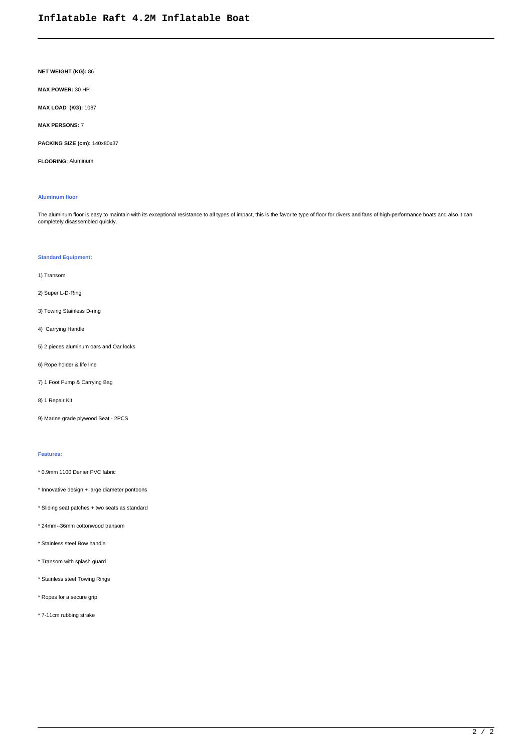# Inflatable Raft 4.2M Inflatable Boat

**NET WEIGHT (KG):** 86

**MAX POWER:** 30 HP

**MAX LOAD (KG):** 1087

**MAX PERSONS:** 7

**PACKING SIZE (cm):** 140x80x37

**FLOORING:** Aluminum

**Aluminum floor**

The aluminum floor is easy to maintain with its exceptional resistance to all types of impact, this is the favorite type of floor for divers and fans of high-performance boats and also it can completely disassembled quickly.

**Standard Equipment:**

1) Transom

2) Super L-D-Ring

3) Towing Stainless D-ring

4) Carrying Handle

5) 2 pieces aluminum oars and Oar locks

6) Rope holder & life line

7) 1 Foot Pump & Carrying Bag

8) 1 Repair Kit

9) Marine grade plywood Seat - 2PCS

**Features:**

* 0.9mm 1100 Denier PVC fabric

* Innovative design + large diameter pontoons

* Sliding seat patches + two seats as standard

* 24mm--36mm cottonwood transom

* Stainless steel Bow handle

* Transom with splash guard

* Stainless steel Towing Rings

* Ropes for a secure grip

* 7-11cm rubbing strake